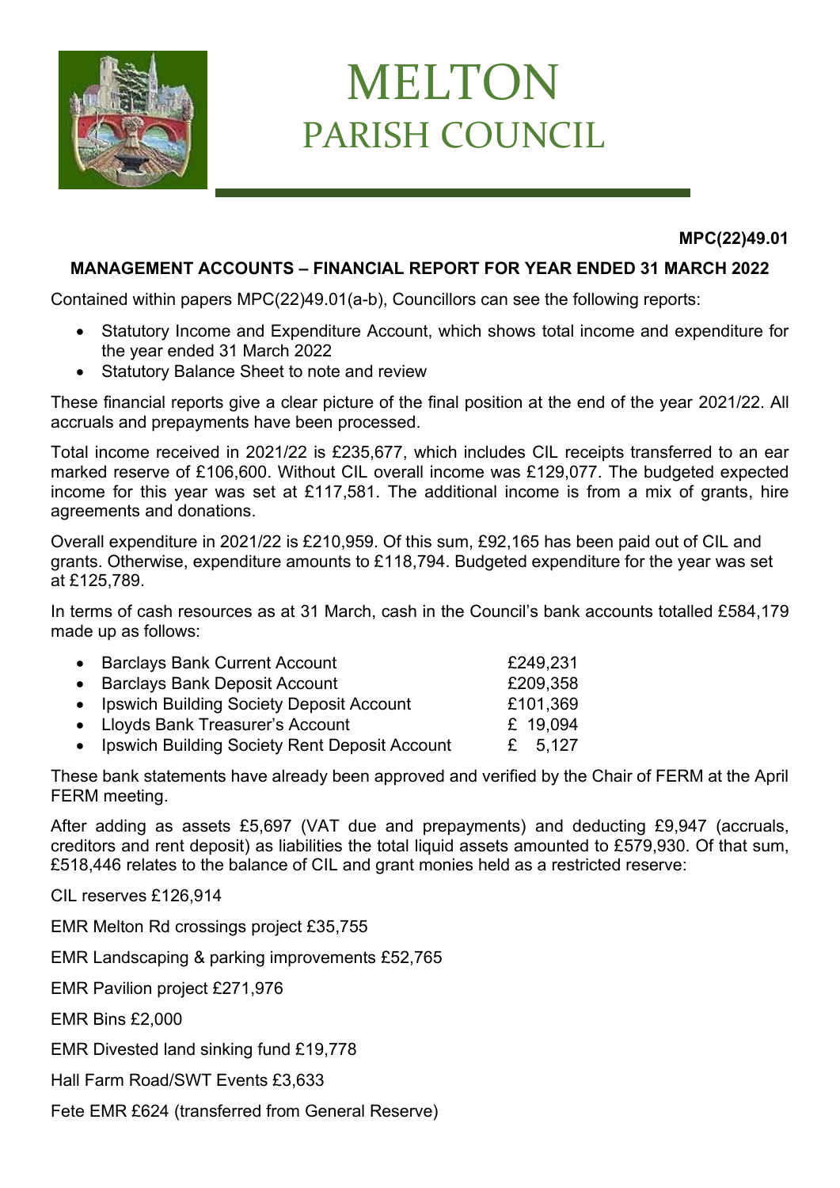# MELTON
## PARISH COUNCIL

**MPC(22)49.01**

**MANAGEMENT ACCOUNTS – FINANCIAL REPORT FOR YEAR ENDED 31 MARCH 2022**

Contained within papers MPC(22)49.01(a-b), Councillors can see the following reports:

- Statutory Income and Expenditure Account, which shows total income and expenditure for the year ended 31 March 2022
- Statutory Balance Sheet to note and review

These financial reports give a clear picture of the final position at the end of the year 2021/22. All accruals and prepayments have been processed.

Total income received in 2021/22 is £235,677, which includes CIL receipts transferred to an ear marked reserve of £106,600. Without CIL overall income was £129,077. The budgeted expected income for this year was set at £117,581. The additional income is from a mix of grants, hire agreements and donations.

Overall expenditure in 2021/22 is £210,959. Of this sum, £92,165 has been paid out of CIL and grants. Otherwise, expenditure amounts to £118,794. Budgeted expenditure for the year was set at £125,789.

In terms of cash resources as at 31 March, cash in the Council's bank accounts totalled £584,179 made up as follows:

- Barclays Bank Current Account £249,231
- Barclays Bank Deposit Account £209,358
- Ipswich Building Society Deposit Account £101,369
- Lloyds Bank Treasurer's Account £ 19,094
- Ipswich Building Society Rent Deposit Account £ 5,127

These bank statements have already been approved and verified by the Chair of FERM at the April FERM meeting.

After adding as assets £5,697 (VAT due and prepayments) and deducting £9,947 (accruals, creditors and rent deposit) as liabilities the total liquid assets amounted to £579,930. Of that sum, £518,446 relates to the balance of CIL and grant monies held as a restricted reserve:

CIL reserves £126,914

EMR Melton Rd crossings project £35,755

EMR Landscaping & parking improvements £52,765

EMR Pavilion project £271,976

EMR Bins £2,000

EMR Divested land sinking fund £19,778

Hall Farm Road/SWT Events £3,633

Fete EMR £624 (transferred from General Reserve)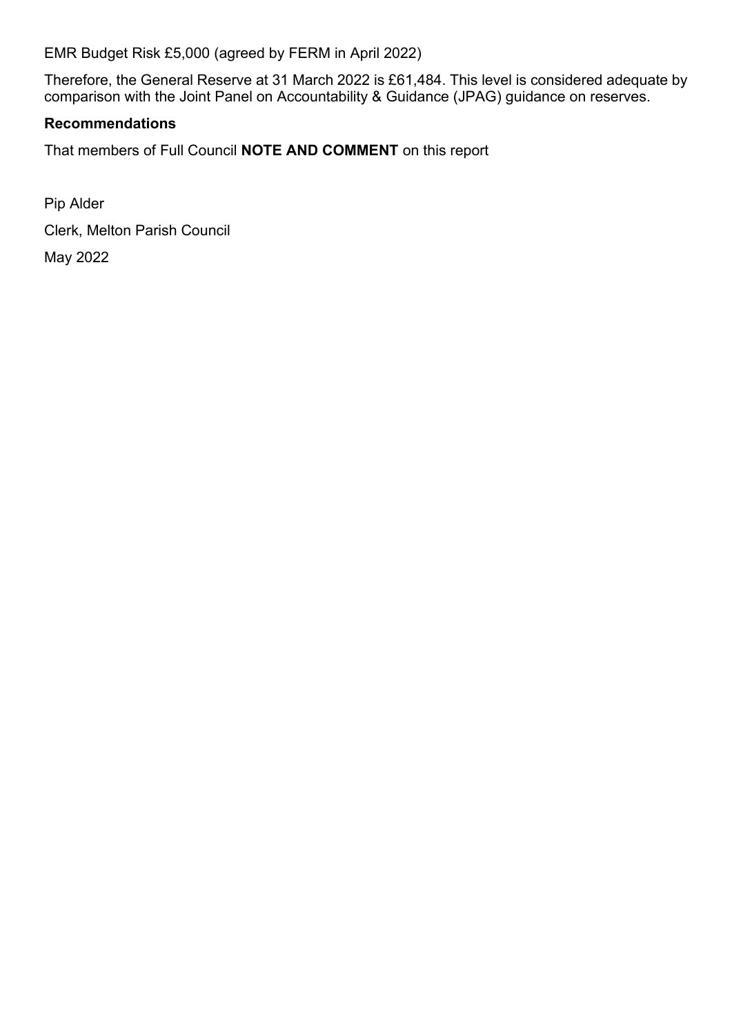EMR Budget Risk £5,000 (agreed by FERM in April 2022)

Therefore, the General Reserve at 31 March 2022 is £61,484. This level is considered adequate by comparison with the Joint Panel on Accountability & Guidance (JPAG) guidance on reserves.

**Recommendations**

That members of Full Council **NOTE AND COMMENT** on this report

Pip Alder

Clerk, Melton Parish Council

May 2022